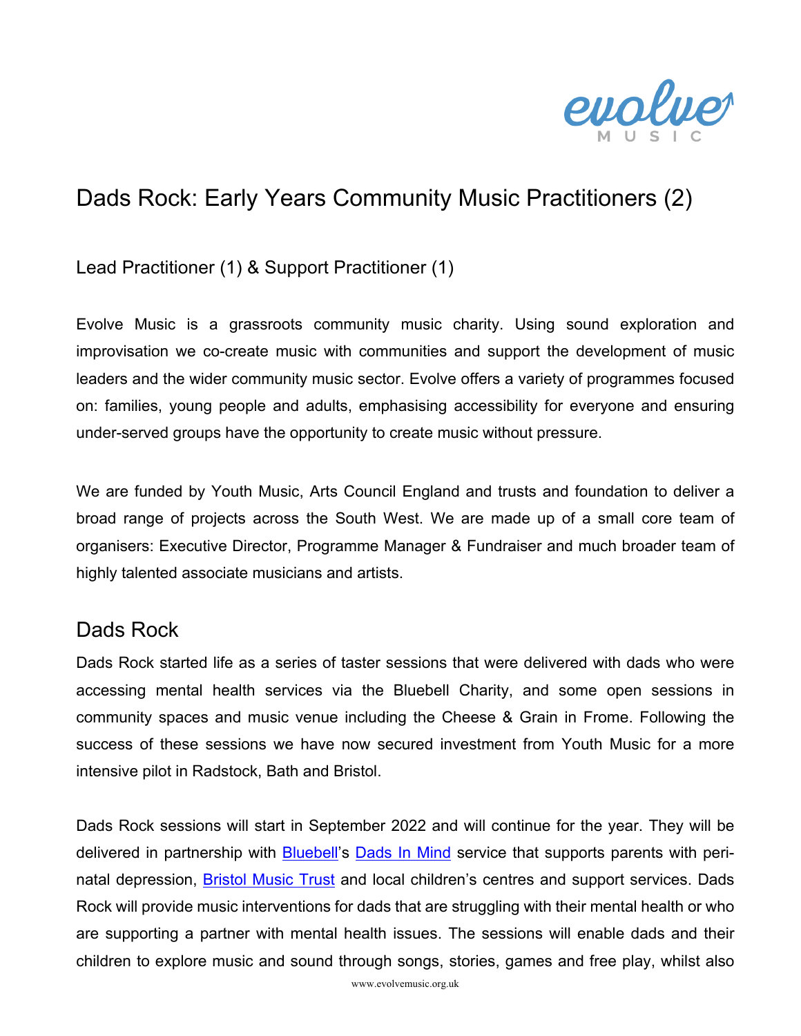# Dads Rock: Early Years Community Music Practitioners (2)

## Lead Practitioner (1) & Support Practitioner (1)

Evolve Music is a grassroots community music charity. Using sound exploration and improvisation we co-create music with communities and support the development of music leaders and the wider community music sector. Evolve offers a variety of programmes focused on: families, young people and adults, emphasising accessibility for everyone and ensuring under-served groups have the opportunity to create music without pressure.

We are funded by Youth Music, Arts Council England and trusts and foundation to deliver a broad range of projects across the South West. We are made up of a small core team of organisers: Executive Director, Programme Manager & Fundraiser and much broader team of highly talented associate musicians and artists.

## Dads Rock

Dads Rock started life as a series of taster sessions that were delivered with dads who were accessing mental health services via the Bluebell Charity, and some open sessions in community spaces and music venue including the Cheese & Grain in Frome. Following the success of these sessions we have now secured investment from Youth Music for a more intensive pilot in Radstock, Bath and Bristol.

Dads Rock sessions will start in September 2022 and will continue for the year. They will be delivered in partnership with Bluebell's Dads In Mind service that supports parents with peri-natal depression, Bristol Music Trust and local children's centres and support services. Dads Rock will provide music interventions for dads that are struggling with their mental health or who are supporting a partner with mental health issues. The sessions will enable dads and their children to explore music and sound through songs, stories, games and free play, whilst also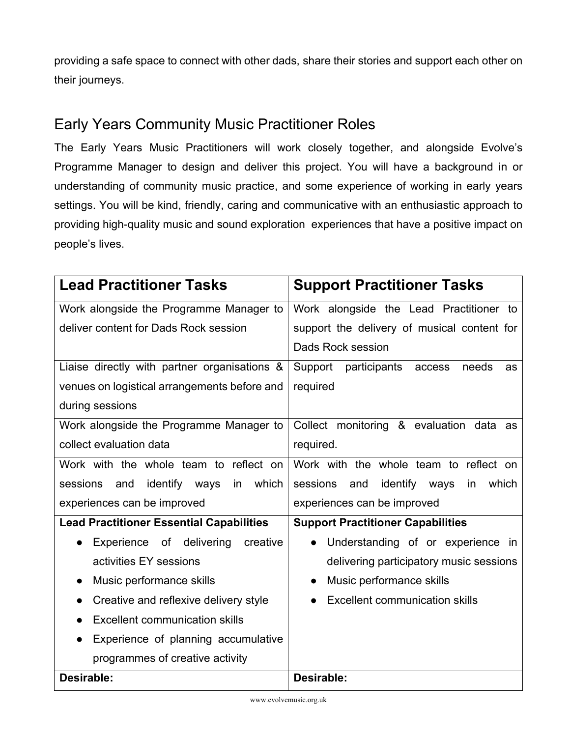providing a safe space to connect with other dads, share their stories and support each other on their journeys.

## Early Years Community Music Practitioner Roles

The Early Years Music Practitioners will work closely together, and alongside Evolve's Programme Manager to design and deliver this project. You will have a background in or understanding of community music practice, and some experience of working in early years settings. You will be kind, friendly, caring and communicative with an enthusiastic approach to providing high-quality music and sound exploration  experiences that have a positive impact on people's lives.

| Lead Practitioner Tasks | Support Practitioner Tasks |
|---|---|
| Work alongside the Programme Manager to deliver content for Dads Rock session | Work alongside the Lead Practitioner to support the delivery of musical content for Dads Rock session |
| Liaise directly with partner organisations & venues on logistical arrangements before and during sessions | Support participants access needs as required |
| Work alongside the Programme Manager to collect evaluation data | Collect monitoring & evaluation data as required. |
| Work with the whole team to reflect on sessions and identify ways in which experiences can be improved | Work with the whole team to reflect on sessions and identify ways in which experiences can be improved |
| **Lead Practitioner Essential Capabilities**<br>• Experience of delivering creative activities EY sessions<br>• Music performance skills<br>• Creative and reflexive delivery style<br>• Excellent communication skills<br>• Experience of planning accumulative programmes of creative activity | **Support Practitioner Capabilities**<br>• Understanding of or experience in delivering participatory music sessions<br>• Music performance skills<br>• Excellent communication skills |
| **Desirable:** | **Desirable:** |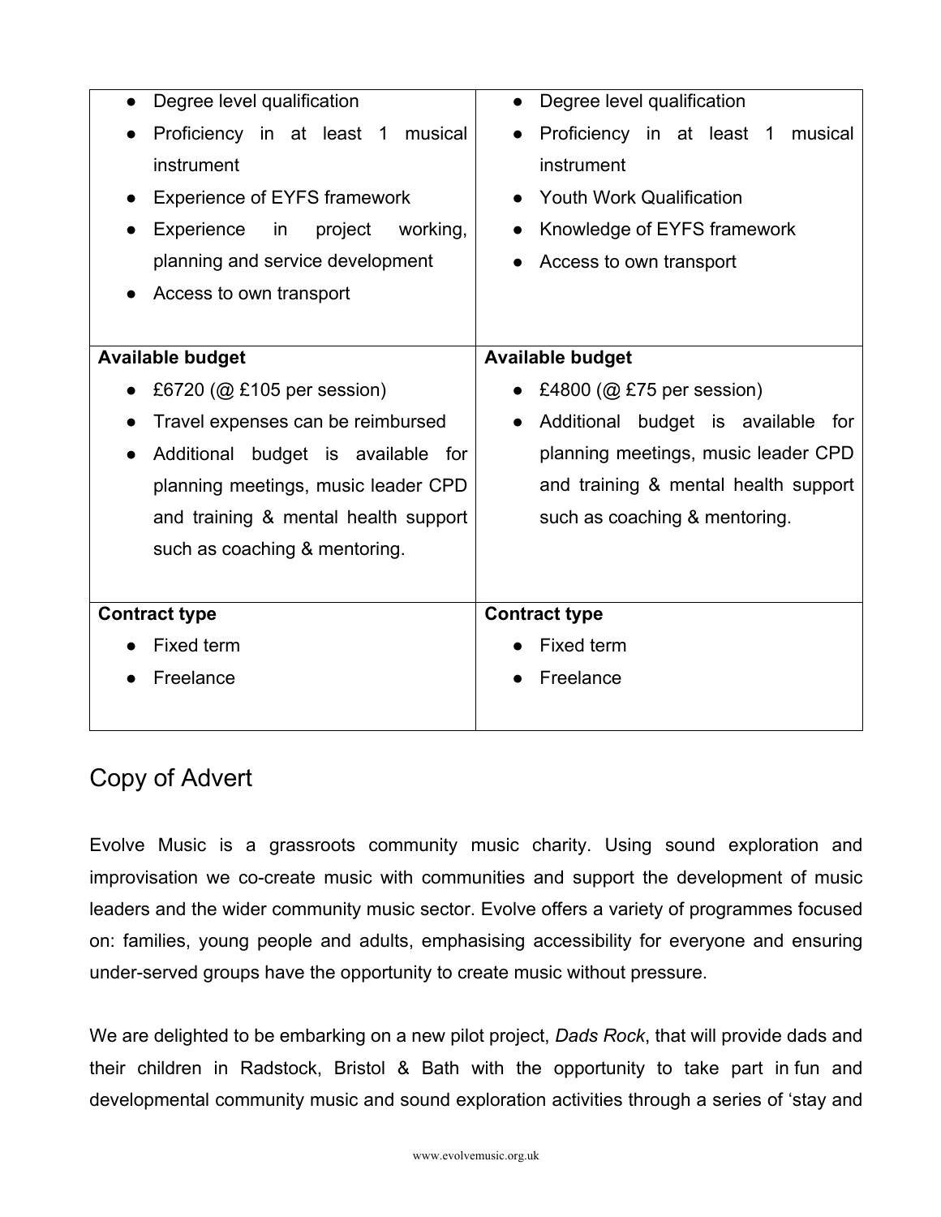| | |
|---|---|
| <ul><li>Degree level qualification</li><li>Proficiency in at least 1 musical instrument</li><li>Experience of EYFS framework</li><li>Experience in project working, planning and service development</li><li>Access to own transport</li></ul> | <ul><li>Degree level qualification</li><li>Proficiency in at least 1 musical instrument</li><li>Youth Work Qualification</li><li>Knowledge of EYFS framework</li><li>Access to own transport</li></ul> |
| **Available budget**<ul><li>£6720 (@ £105 per session)</li><li>Travel expenses can be reimbursed</li><li>Additional budget is available for planning meetings, music leader CPD and training & mental health support such as coaching & mentoring.</li></ul> | **Available budget**<ul><li>£4800 (@ £75 per session)</li><li>Additional budget is available for planning meetings, music leader CPD and training & mental health support such as coaching & mentoring.</li></ul> |
| **Contract type**<ul><li>Fixed term</li><li>Freelance</li></ul> | **Contract type**<ul><li>Fixed term</li><li>Freelance</li></ul> |

## Copy of Advert

Evolve Music is a grassroots community music charity. Using sound exploration and improvisation we co-create music with communities and support the development of music leaders and the wider community music sector. Evolve offers a variety of programmes focused on: families, young people and adults, emphasising accessibility for everyone and ensuring under-served groups have the opportunity to create music without pressure.

We are delighted to be embarking on a new pilot project, *Dads Rock*, that will provide dads and their children in Radstock, Bristol & Bath with the opportunity to take part in fun and developmental community music and sound exploration activities through a series of 'stay and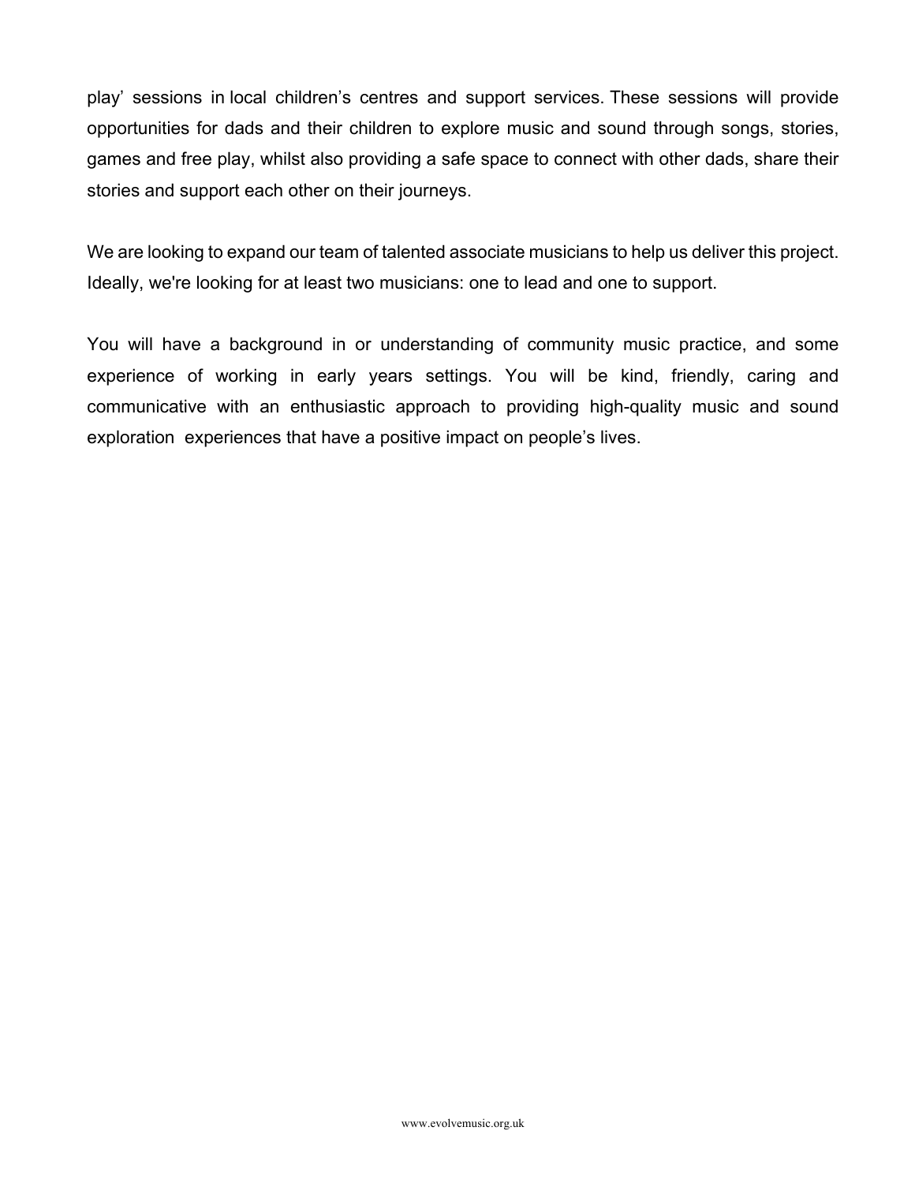play' sessions in local children's centres and support services. These sessions will provide opportunities for dads and their children to explore music and sound through songs, stories, games and free play, whilst also providing a safe space to connect with other dads, share their stories and support each other on their journeys.

We are looking to expand our team of talented associate musicians to help us deliver this project. Ideally, we're looking for at least two musicians: one to lead and one to support.

You will have a background in or understanding of community music practice, and some experience of working in early years settings. You will be kind, friendly, caring and communicative with an enthusiastic approach to providing high-quality music and sound exploration experiences that have a positive impact on people's lives.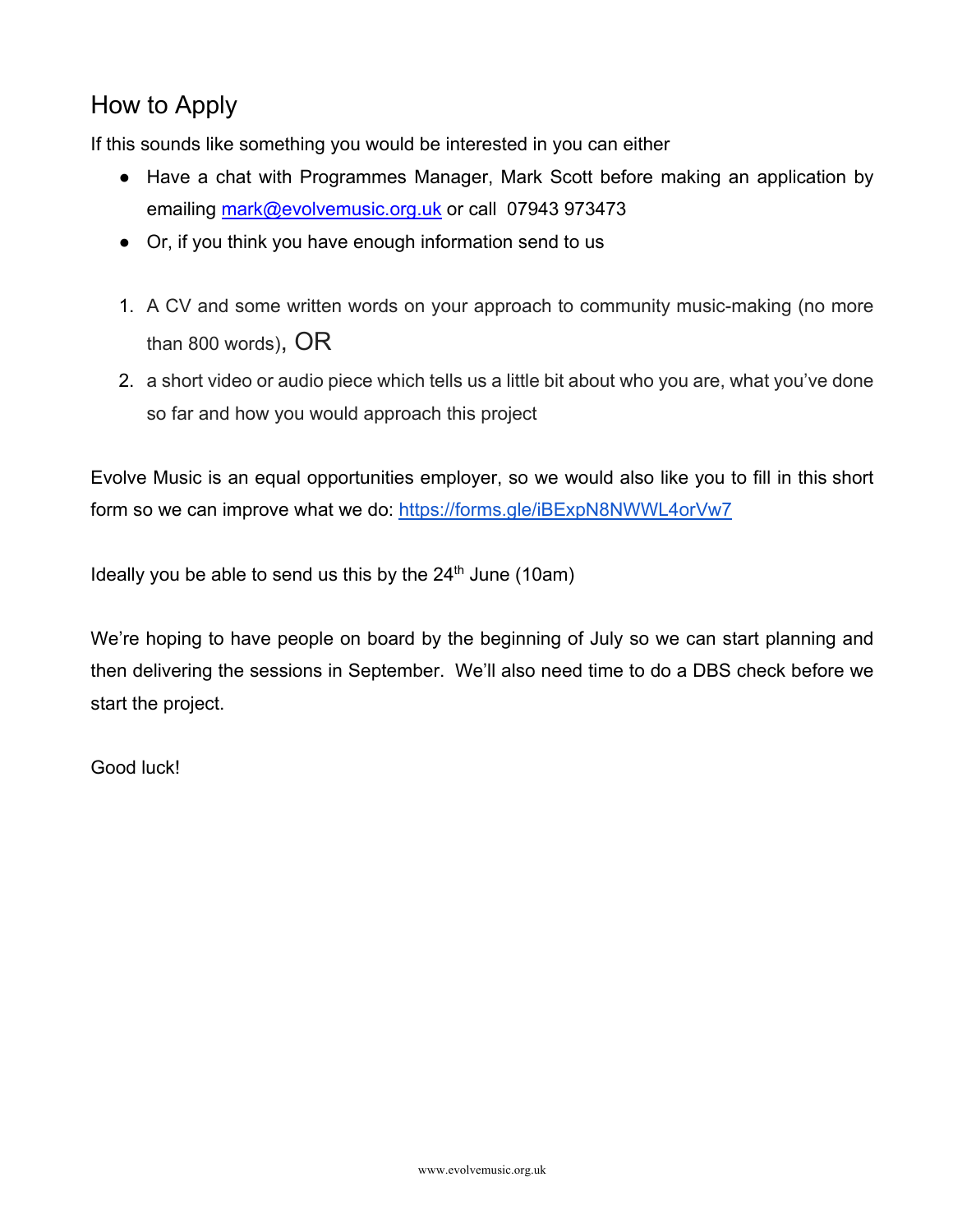## How to Apply

If this sounds like something you would be interested in you can either

- Have a chat with Programmes Manager, Mark Scott before making an application by emailing mark@evolvemusic.org.uk or call 07943 973473
- Or, if you think you have enough information send to us

1. A CV and some written words on your approach to community music-making (no more than 800 words), OR
2. a short video or audio piece which tells us a little bit about who you are, what you've done so far and how you would approach this project

Evolve Music is an equal opportunities employer, so we would also like you to fill in this short form so we can improve what we do: https://forms.gle/iBExpN8NWWL4orVw7

Ideally you be able to send us this by the 24th June (10am)

We're hoping to have people on board by the beginning of July so we can start planning and then delivering the sessions in September. We'll also need time to do a DBS check before we start the project.

Good luck!